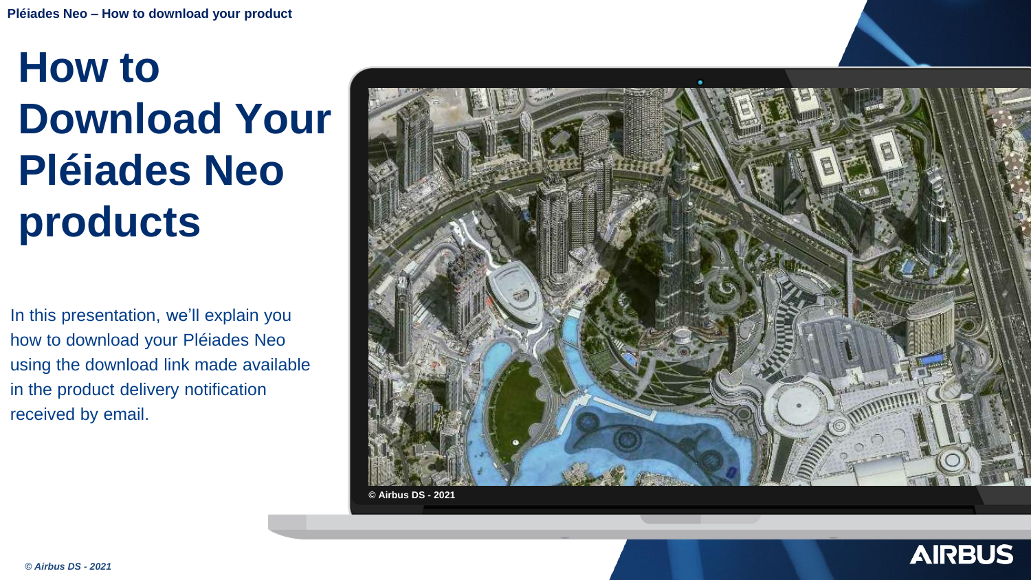# How to Download Your Pléiades Neo products

In this presentation, we'll explain you how to download your Pléiades Neo using the download link made available in the product delivery notification received by email.

© Airbus DS - 2021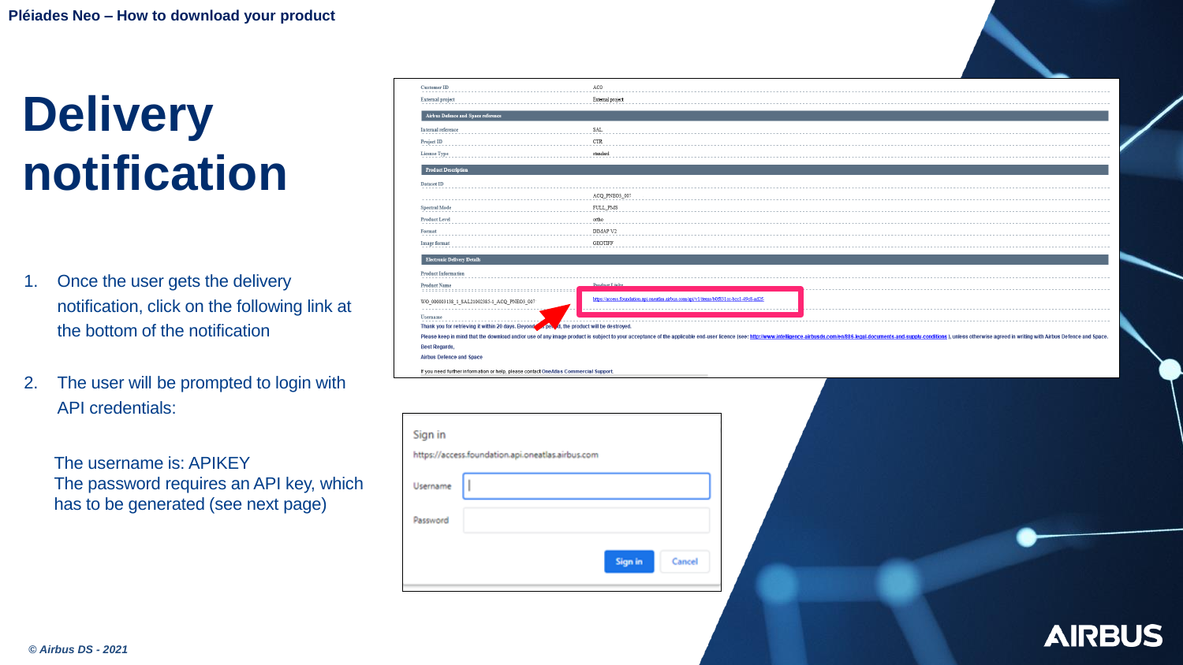# Delivery notification

1. Once the user gets the delivery notification, click on the following link at the bottom of the notification

2. The user will be prompted to login with API credentials:

   The username is: APIKEY
   The password requires an API key, which has to be generated (see next page)

*© Airbus DS - 2021*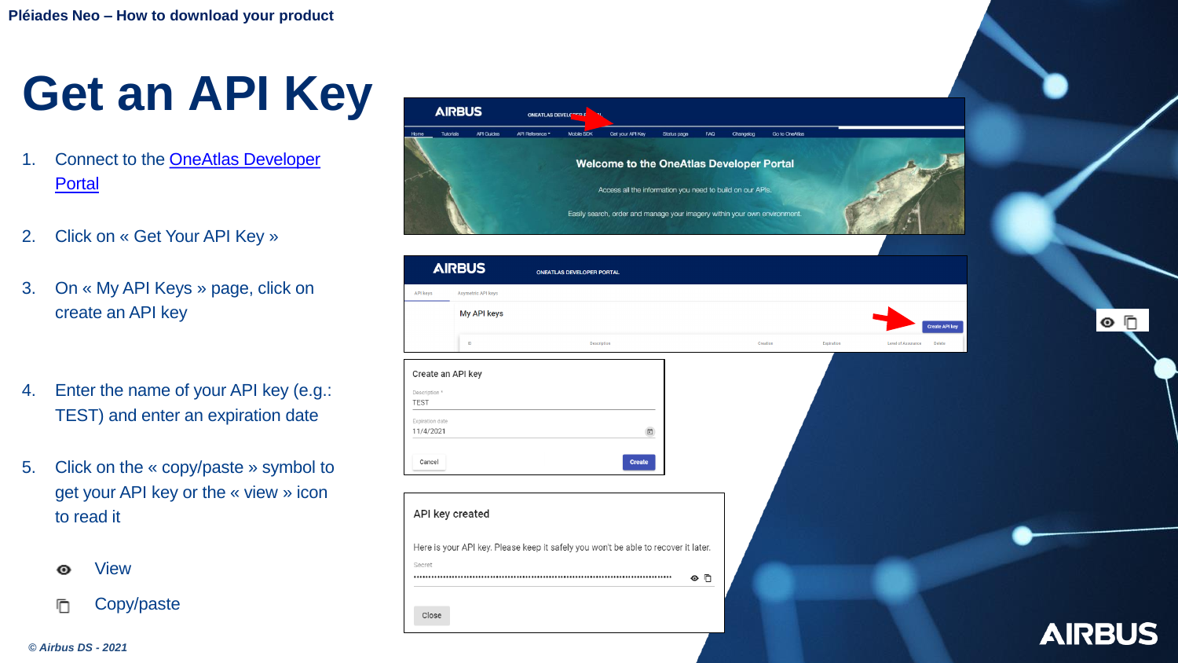# Get an API Key

1. Connect to the [OneAtlas Developer Portal]()
2. Click on « Get Your API Key »
3. On « My API Keys » page, click on create an API key
4. Enter the name of your API key (e.g.: TEST) and enter an expiration date
5. Click on the « copy/paste » symbol to get your API key or the « view » icon to read it

- View
- Copy/paste

*© Airbus DS - 2021*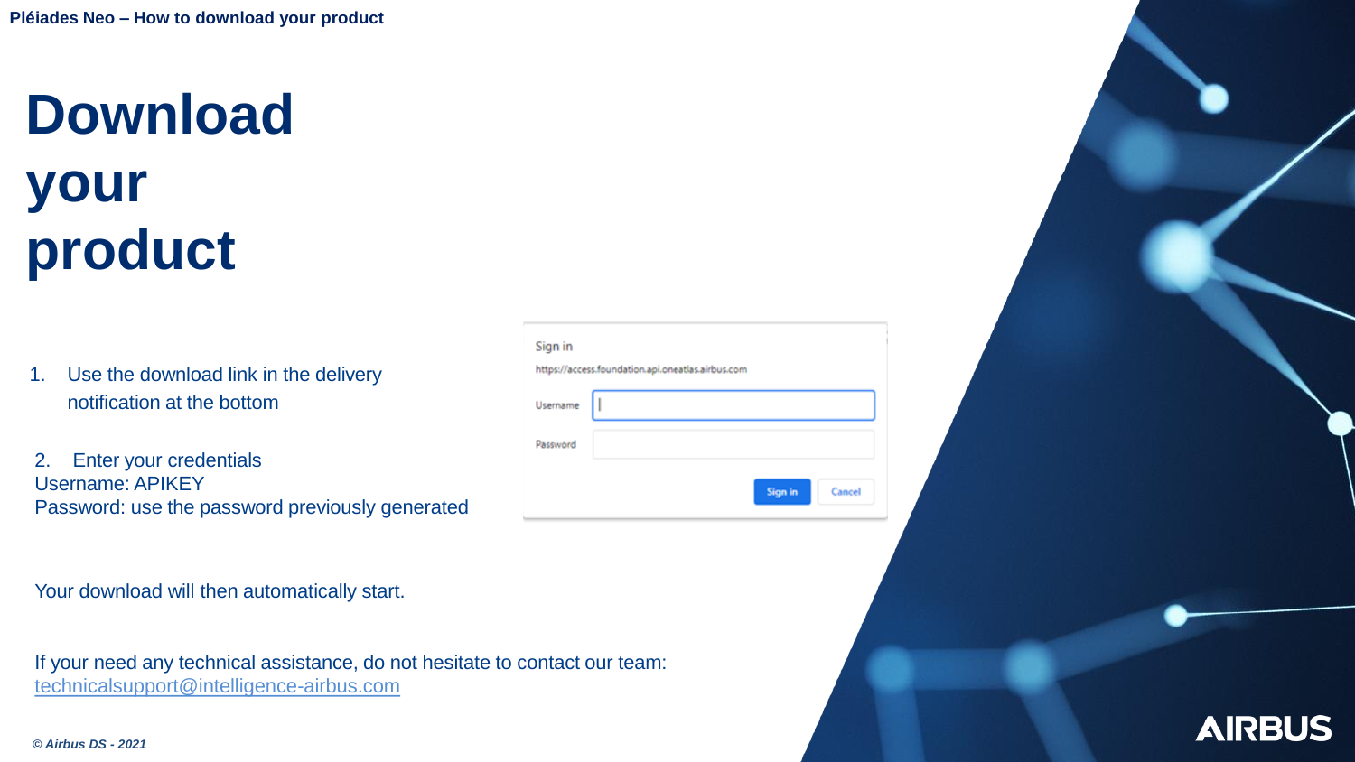# Download your product

1. Use the download link in the delivery notification at the bottom

2. Enter your credentials
Username: APIKEY
Password: use the password previously generated

Sign in
https://access.foundation.api.oneatlas.airbus.com
Username
Password
Sign in Cancel

Your download will then automatically start.

If your need any technical assistance, do not hesitate to contact our team:
technicalsupport@intelligence-airbus.com

*© Airbus DS - 2021*